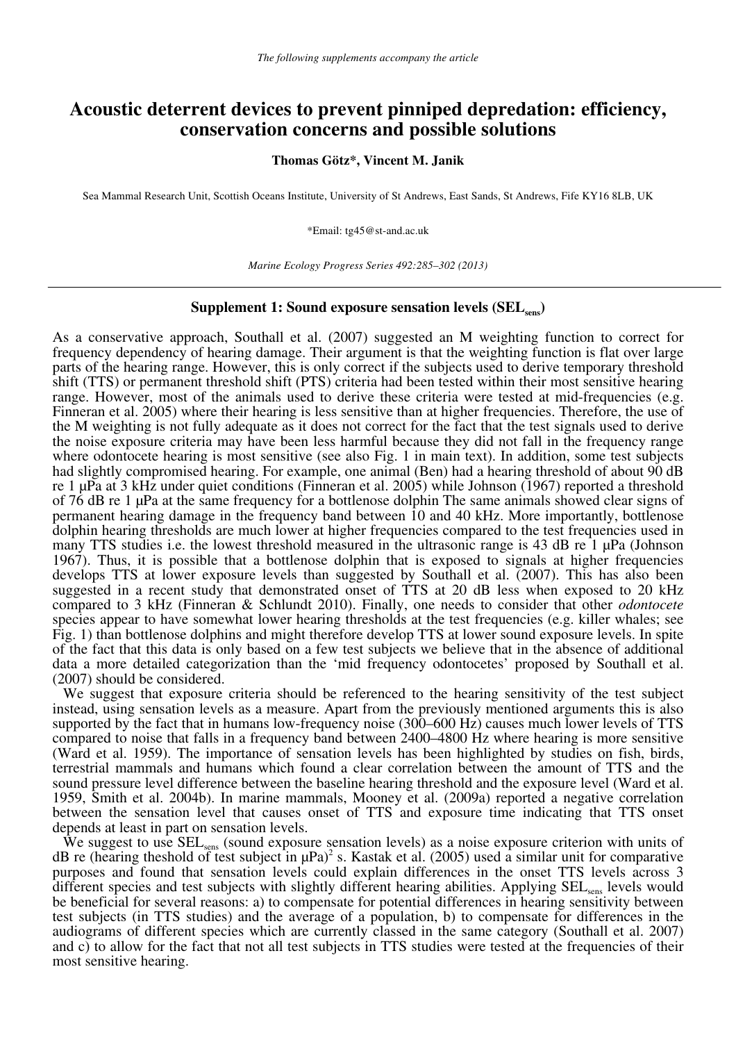*The following supplements accompany the article*

# Acoustic deterrent devices to prevent pinniped depredation: efficiency, conservation concerns and possible solutions

**Thomas Götz\*, Vincent M. Janik**

Sea Mammal Research Unit, Scottish Oceans Institute, University of St Andrews, East Sands, St Andrews, Fife KY16 8LB, UK

\*Email: tg45@st-and.ac.uk

*Marine Ecology Progress Series 492:285–302 (2013)*

## Supplement 1: Sound exposure sensation levels ($SEL_{sens}$)

As a conservative approach, Southall et al. (2007) suggested an M weighting function to correct for frequency dependency of hearing damage. Their argument is that the weighting function is flat over large parts of the hearing range. However, this is only correct if the subjects used to derive temporary threshold shift (TTS) or permanent threshold shift (PTS) criteria had been tested within their most sensitive hearing range. However, most of the animals used to derive these criteria were tested at mid-frequencies (e.g. Finneran et al. 2005) where their hearing is less sensitive than at higher frequencies. Therefore, the use of the M weighting is not fully adequate as it does not correct for the fact that the test signals used to derive the noise exposure criteria may have been less harmful because they did not fall in the frequency range where odontocete hearing is most sensitive (see also Fig. 1 in main text). In addition, some test subjects had slightly compromised hearing. For example, one animal (Ben) had a hearing threshold of about 90 dB re 1 µPa at 3 kHz under quiet conditions (Finneran et al. 2005) while Johnson (1967) reported a threshold of 76 dB re 1 µPa at the same frequency for a bottlenose dolphin The same animals showed clear signs of permanent hearing damage in the frequency band between 10 and 40 kHz. More importantly, bottlenose dolphin hearing thresholds are much lower at higher frequencies compared to the test frequencies used in many TTS studies i.e. the lowest threshold measured in the ultrasonic range is 43 dB re 1 µPa (Johnson 1967). Thus, it is possible that a bottlenose dolphin that is exposed to signals at higher frequencies develops TTS at lower exposure levels than suggested by Southall et al. (2007). This has also been suggested in a recent study that demonstrated onset of TTS at 20 dB less when exposed to 20 kHz compared to 3 kHz (Finneran & Schlundt 2010). Finally, one needs to consider that other *odontocete* species appear to have somewhat lower hearing thresholds at the test frequencies (e.g. killer whales; see Fig. 1) than bottlenose dolphins and might therefore develop TTS at lower sound exposure levels. In spite of the fact that this data is only based on a few test subjects we believe that in the absence of additional data a more detailed categorization than the 'mid frequency odontocetes' proposed by Southall et al. (2007) should be considered.

We suggest that exposure criteria should be referenced to the hearing sensitivity of the test subject instead, using sensation levels as a measure. Apart from the previously mentioned arguments this is also supported by the fact that in humans low-frequency noise (300–600 Hz) causes much lower levels of TTS compared to noise that falls in a frequency band between 2400–4800 Hz where hearing is more sensitive (Ward et al. 1959). The importance of sensation levels has been highlighted by studies on fish, birds, terrestrial mammals and humans which found a clear correlation between the amount of TTS and the sound pressure level difference between the baseline hearing threshold and the exposure level (Ward et al. 1959, Smith et al. 2004b). In marine mammals, Mooney et al. (2009a) reported a negative correlation between the sensation level that causes onset of TTS and exposure time indicating that TTS onset depends at least in part on sensation levels.

We suggest to use $SEL_{sens}$ (sound exposure sensation levels) as a noise exposure criterion with units of dB re (hearing theshold of test subject in µPa)$^2$ s. Kastak et al. (2005) used a similar unit for comparative purposes and found that sensation levels could explain differences in the onset TTS levels across 3 different species and test subjects with slightly different hearing abilities. Applying $SEL_{sens}$ levels would be beneficial for several reasons: a) to compensate for potential differences in hearing sensitivity between test subjects (in TTS studies) and the average of a population, b) to compensate for differences in the audiograms of different species which are currently classed in the same category (Southall et al. 2007) and c) to allow for the fact that not all test subjects in TTS studies were tested at the frequencies of their most sensitive hearing.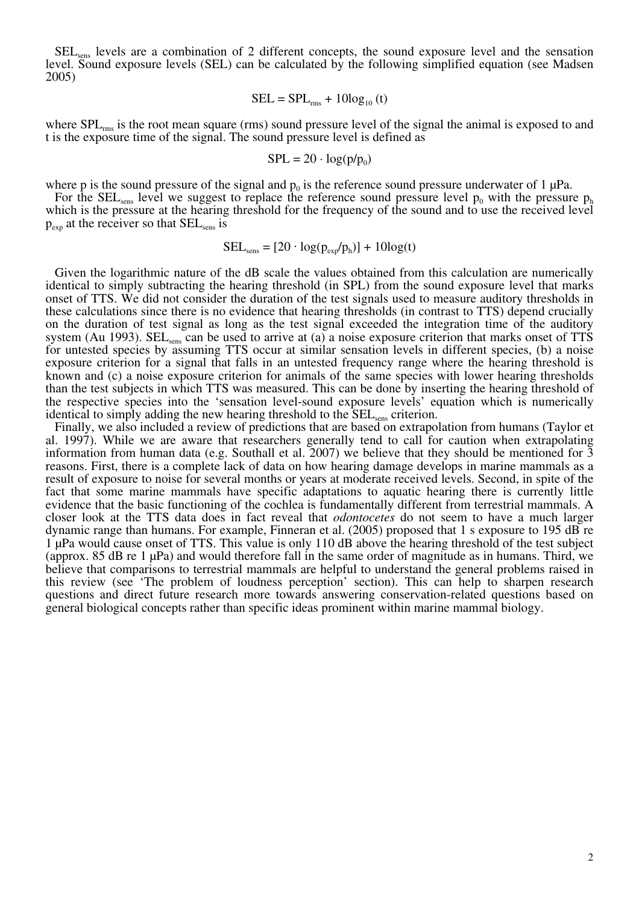$SEL_{sens}$ levels are a combination of 2 different concepts, the sound exposure level and the sensation level. Sound exposure levels (SEL) can be calculated by the following simplified equation (see Madsen 2005)

$$SEL = SPL_{rms} + 10\log_{10}(t)$$

where $SPL_{rms}$ is the root mean square (rms) sound pressure level of the signal the animal is exposed to and t is the exposure time of the signal. The sound pressure level is defined as

$$SPL = 20 \cdot \log(p/p_0)$$

where p is the sound pressure of the signal and $p_0$ is the reference sound pressure underwater of 1 µPa.

For the $SEL_{sens}$ level we suggest to replace the reference sound pressure level $p_0$ with the pressure $p_h$ which is the pressure at the hearing threshold for the frequency of the sound and to use the received level $p_{exp}$ at the receiver so that $SEL_{sens}$ is

$$SEL_{sens} = [20 \cdot \log(p_{exp}/p_h)] + 10\log(t)$$

Given the logarithmic nature of the dB scale the values obtained from this calculation are numerically identical to simply subtracting the hearing threshold (in SPL) from the sound exposure level that marks onset of TTS. We did not consider the duration of test signals used to measure auditory thresholds in these calculations since there is no evidence that hearing thresholds (in contrast to TTS) depend crucially on the duration of test signal as long as the test signal exceeded the integration time of the auditory system (Au 1993). $SEL_{sens}$ can be used to arrive at (a) a noise exposure criterion that marks onset of TTS for untested species by assuming TTS occur at similar sensation levels in different species, (b) a noise exposure criterion for a signal that falls in an untested frequency range where the hearing threshold is known and (c) a noise exposure criterion for animals of the same species with lower hearing thresholds than the test subjects in which TTS was measured. This can be done by inserting the hearing threshold of the respective species into the 'sensation level-sound exposure levels' equation which is numerically identical to simply adding the new hearing threshold to the $SEL_{sens}$ criterion.

Finally, we also included a review of predictions that are based on extrapolation from humans (Taylor et al. 1997). While we are aware that researchers generally tend to call for caution when extrapolating information from human data (e.g. Southall et al. 2007) we believe that they should be mentioned for 3 reasons. First, there is a complete lack of data on how hearing damage develops in marine mammals as a result of exposure to noise for several months or years at moderate received levels. Second, in spite of the fact that some marine mammals have specific adaptations to aquatic hearing there is currently little evidence that the basic functioning of the cochlea is fundamentally different from terrestrial mammals. A closer look at the TTS data does in fact reveal that *odontocetes* do not seem to have a much larger dynamic range than humans. For example, Finneran et al. (2005) proposed that 1 s exposure to 195 dB re 1 µPa would cause onset of TTS. This value is only 110 dB above the hearing threshold of the test subject (approx. 85 dB re 1 µPa) and would therefore fall in the same order of magnitude as in humans. Third, we believe that comparisons to terrestrial mammals are helpful to understand the general problems raised in this review (see 'The problem of loudness perception' section). This can help to sharpen research questions and direct future research more towards answering conservation-related questions based on general biological concepts rather than specific ideas prominent within marine mammal biology.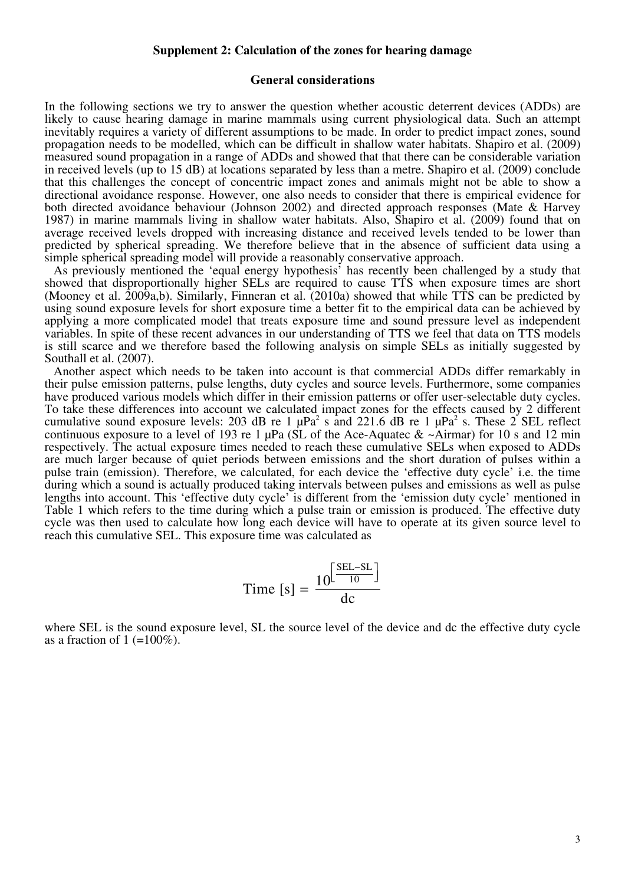## Supplement 2: Calculation of the zones for hearing damage

### General considerations

In the following sections we try to answer the question whether acoustic deterrent devices (ADDs) are likely to cause hearing damage in marine mammals using current physiological data. Such an attempt inevitably requires a variety of different assumptions to be made. In order to predict impact zones, sound propagation needs to be modelled, which can be difficult in shallow water habitats. Shapiro et al. (2009) measured sound propagation in a range of ADDs and showed that that there can be considerable variation in received levels (up to 15 dB) at locations separated by less than a metre. Shapiro et al. (2009) conclude that this challenges the concept of concentric impact zones and animals might not be able to show a directional avoidance response. However, one also needs to consider that there is empirical evidence for both directed avoidance behaviour (Johnson 2002) and directed approach responses (Mate & Harvey 1987) in marine mammals living in shallow water habitats. Also, Shapiro et al. (2009) found that on average received levels dropped with increasing distance and received levels tended to be lower than predicted by spherical spreading. We therefore believe that in the absence of sufficient data using a simple spherical spreading model will provide a reasonably conservative approach.

As previously mentioned the 'equal energy hypothesis' has recently been challenged by a study that showed that disproportionally higher SELs are required to cause TTS when exposure times are short (Mooney et al. 2009a,b). Similarly, Finneran et al. (2010a) showed that while TTS can be predicted by using sound exposure levels for short exposure time a better fit to the empirical data can be achieved by applying a more complicated model that treats exposure time and sound pressure level as independent variables. In spite of these recent advances in our understanding of TTS we feel that data on TTS models is still scarce and we therefore based the following analysis on simple SELs as initially suggested by Southall et al. (2007).

Another aspect which needs to be taken into account is that commercial ADDs differ remarkably in their pulse emission patterns, pulse lengths, duty cycles and source levels. Furthermore, some companies have produced various models which differ in their emission patterns or offer user-selectable duty cycles. To take these differences into account we calculated impact zones for the effects caused by 2 different cumulative sound exposure levels: 203 dB re 1 μPa$^2$ s and 221.6 dB re 1 μPa$^2$ s. These 2 SEL reflect continuous exposure to a level of 193 re 1 μPa (SL of the Ace-Aquatec & ~Airmar) for 10 s and 12 min respectively. The actual exposure times needed to reach these cumulative SELs when exposed to ADDs are much larger because of quiet periods between emissions and the short duration of pulses within a pulse train (emission). Therefore, we calculated, for each device the 'effective duty cycle' i.e. the time during which a sound is actually produced taking intervals between pulses and emissions as well as pulse lengths into account. This 'effective duty cycle' is different from the 'emission duty cycle' mentioned in Table 1 which refers to the time during which a pulse train or emission is produced. The effective duty cycle was then used to calculate how long each device will have to operate at its given source level to reach this cumulative SEL. This exposure time was calculated as

$$\text{Time [s]} = \frac{10^{\left[\frac{\text{SEL}-\text{SL}}{10}\right]}}{\text{dc}}$$

where SEL is the sound exposure level, SL the source level of the device and dc the effective duty cycle as a fraction of 1 (=100%).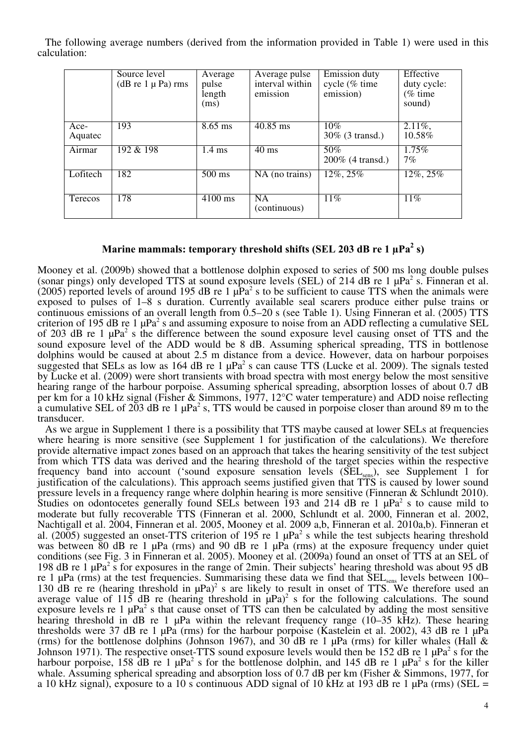The following average numbers (derived from the information provided in Table 1) were used in this calculation:

| | Source level (dB re 1 μ Pa) rms | Average pulse length (ms) | Average pulse interval within emission | Emission duty cycle (% time emission) | Effective duty cycle: (% time sound) |
|---|---|---|---|---|---|
| Ace-Aquatec | 193 | 8.65 ms | 40.85 ms | 10%<br>30% (3 transd.) | 2.11%,<br>10.58% |
| Airmar | 192 & 198 | 1.4 ms | 40 ms | 50%<br>200% (4 transd.) | 1.75%<br>7% |
| Lofitech | 182 | 500 ms | NA (no trains) | 12%, 25% | 12%, 25% |
| Terecos | 178 | 4100 ms | NA (continuous) | 11% | 11% |

### Marine mammals: temporary threshold shifts (SEL 203 dB re 1 μPa$^2$ s)

Mooney et al. (2009b) showed that a bottlenose dolphin exposed to series of 500 ms long double pulses (sonar pings) only developed TTS at sound exposure levels (SEL) of 214 dB re 1 μPa$^2$ s. Finneran et al. (2005) reported levels of around 195 dB re 1 μPa$^2$ s to be sufficient to cause TTS when the animals were exposed to pulses of 1–8 s duration. Currently available seal scarers produce either pulse trains or continuous emissions of an overall length from 0.5–20 s (see Table 1). Using Finneran et al. (2005) TTS criterion of 195 dB re 1 μPa$^2$ s and assuming exposure to noise from an ADD reflecting a cumulative SEL of 203 dB re 1 μPa$^2$ s the difference between the sound exposure level causing onset of TTS and the sound exposure level of the ADD would be 8 dB. Assuming spherical spreading, TTS in bottlenose dolphins would be caused at about 2.5 m distance from a device. However, data on harbour porpoises suggested that SELs as low as 164 dB re 1 μPa$^2$ s can cause TTS (Lucke et al. 2009). The signals tested by Lucke et al. (2009) were short transients with broad spectra with most energy below the most sensitive hearing range of the harbour porpoise. Assuming spherical spreading, absorption losses of about 0.7 dB per km for a 10 kHz signal (Fisher & Simmons, 1977, 12°C water temperature) and ADD noise reflecting a cumulative SEL of 203 dB re 1 μPa$^2$ s, TTS would be caused in porpoise closer than around 89 m to the transducer.

As we argue in Supplement 1 there is a possibility that TTS maybe caused at lower SELs at frequencies where hearing is more sensitive (see Supplement 1 for justification of the calculations). We therefore provide alternative impact zones based on an approach that takes the hearing sensitivity of the test subject from which TTS data was derived and the hearing threshold of the target species within the respective frequency band into account ('sound exposure sensation levels ($SEL_{sens}$), see Supplement 1 for justification of the calculations). This approach seems justified given that TTS is caused by lower sound pressure levels in a frequency range where dolphin hearing is more sensitive (Finneran & Schlundt 2010). Studies on odontocetes generally found SELs between 193 and 214 dB re 1 μPa$^2$ s to cause mild to moderate but fully recoverable TTS (Finneran et al. 2000, Schlundt et al. 2000, Finneran et al. 2002, Nachtigall et al. 2004, Finneran et al. 2005, Mooney et al. 2009 a,b, Finneran et al. 2010a,b). Finneran et al. (2005) suggested an onset-TTS criterion of 195 re 1 μPa$^2$ s while the test subjects hearing threshold was between 80 dB re 1 μPa (rms) and 90 dB re 1 μPa (rms) at the exposure frequency under quiet conditions (see Fig. 3 in Finneran et al. 2005). Mooney et al. (2009a) found an onset of TTS at an SEL of 198 dB re 1 μPa$^2$ s for exposures in the range of 2min. Their subjects' hearing threshold was about 95 dB re 1 μPa (rms) at the test frequencies. Summarising these data we find that $SEL_{sens}$ levels between 100–130 dB re re (hearing threshold in μPa)$^2$ s are likely to result in onset of TTS. We therefore used an average value of 115 dB re (hearing threshold in μPa)$^2$ s for the following calculations. The sound exposure levels re 1 μPa$^2$ s that cause onset of TTS can then be calculated by adding the most sensitive hearing threshold in dB re 1 μPa within the relevant frequency range (10–35 kHz). These hearing thresholds were 37 dB re 1 μPa (rms) for the harbour porpoise (Kastelein et al. 2002), 43 dB re 1 μPa (rms) for the bottlenose dolphins (Johnson 1967), and 30 dB re 1 μPa (rms) for killer whales (Hall & Johnson 1971). The respective onset-TTS sound exposure levels would then be 152 dB re 1 μPa$^2$ s for the harbour porpoise, 158 dB re 1 μPa$^2$ s for the bottlenose dolphin, and 145 dB re 1 μPa$^2$ s for the killer whale. Assuming spherical spreading and absorption loss of 0.7 dB per km (Fisher & Simmons, 1977, for a 10 kHz signal), exposure to a 10 s continuous ADD signal of 10 kHz at 193 dB re 1 μPa (rms) (SEL =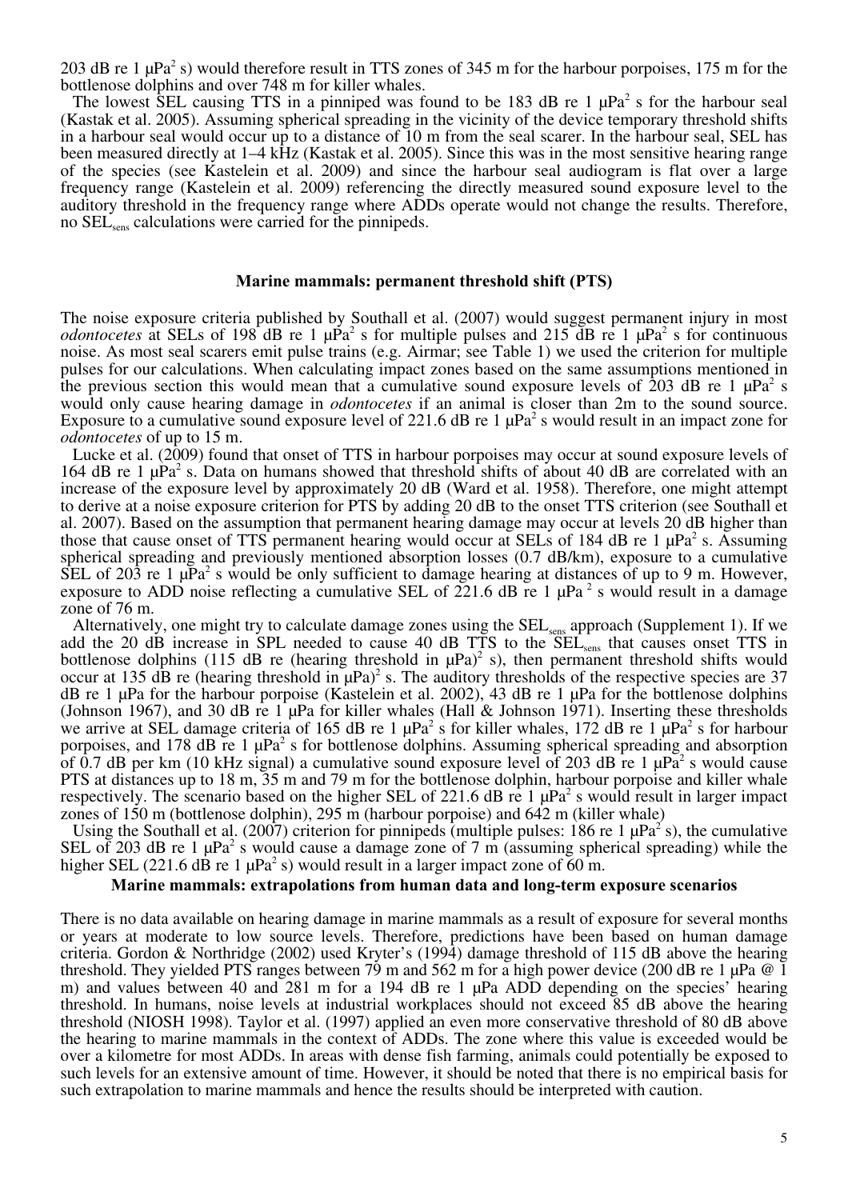203 dB re 1 μPa$^2$ s) would therefore result in TTS zones of 345 m for the harbour porpoises, 175 m for the bottlenose dolphins and over 748 m for killer whales.

The lowest SEL causing TTS in a pinniped was found to be 183 dB re 1 μPa$^2$ s for the harbour seal (Kastak et al. 2005). Assuming spherical spreading in the vicinity of the device temporary threshold shifts in a harbour seal would occur up to a distance of 10 m from the seal scarer. In the harbour seal, SEL has been measured directly at 1–4 kHz (Kastak et al. 2005). Since this was in the most sensitive hearing range of the species (see Kastelein et al. 2009) and since the harbour seal audiogram is flat over a large frequency range (Kastelein et al. 2009) referencing the directly measured sound exposure level to the auditory threshold in the frequency range where ADDs operate would not change the results. Therefore, no $SEL_{sens}$ calculations were carried for the pinnipeds.

## Marine mammals: permanent threshold shift (PTS)

The noise exposure criteria published by Southall et al. (2007) would suggest permanent injury in most *odontocetes* at SELs of 198 dB re 1 μPa$^2$ s for multiple pulses and 215 dB re 1 μPa$^2$ s for continuous noise. As most seal scarers emit pulse trains (e.g. Airmar; see Table 1) we used the criterion for multiple pulses for our calculations. When calculating impact zones based on the same assumptions mentioned in the previous section this would mean that a cumulative sound exposure levels of 203 dB re 1 μPa$^2$ s would only cause hearing damage in *odontocetes* if an animal is closer than 2m to the sound source. Exposure to a cumulative sound exposure level of 221.6 dB re 1 μPa$^2$ s would result in an impact zone for *odontocetes* of up to 15 m.

Lucke et al. (2009) found that onset of TTS in harbour porpoises may occur at sound exposure levels of 164 dB re 1 μPa$^2$ s. Data on humans showed that threshold shifts of about 40 dB are correlated with an increase of the exposure level by approximately 20 dB (Ward et al. 1958). Therefore, one might attempt to derive at a noise exposure criterion for PTS by adding 20 dB to the onset TTS criterion (see Southall et al. 2007). Based on the assumption that permanent hearing damage may occur at levels 20 dB higher than those that cause onset of TTS permanent hearing would occur at SELs of 184 dB re 1 μPa$^2$ s. Assuming spherical spreading and previously mentioned absorption losses (0.7 dB/km), exposure to a cumulative SEL of 203 re 1 μPa$^2$ s would be only sufficient to damage hearing at distances of up to 9 m. However, exposure to ADD noise reflecting a cumulative SEL of 221.6 dB re 1 μPa $^2$ s would result in a damage zone of 76 m.

Alternatively, one might try to calculate damage zones using the $SEL_{sens}$ approach (Supplement 1). If we add the 20 dB increase in SPL needed to cause 40 dB TTS to the $SEL_{sens}$ that causes onset TTS in bottlenose dolphins (115 dB re (hearing threshold in μPa)$^2$ s), then permanent threshold shifts would occur at 135 dB re (hearing threshold in μPa)$^2$ s. The auditory thresholds of the respective species are 37 dB re 1 μPa for the harbour porpoise (Kastelein et al. 2002), 43 dB re 1 μPa for the bottlenose dolphins (Johnson 1967), and 30 dB re 1 μPa for killer whales (Hall & Johnson 1971). Inserting these thresholds we arrive at SEL damage criteria of 165 dB re 1 μPa$^2$ s for killer whales, 172 dB re 1 μPa$^2$ s for harbour porpoises, and 178 dB re 1 μPa$^2$ s for bottlenose dolphins. Assuming spherical spreading and absorption of 0.7 dB per km (10 kHz signal) a cumulative sound exposure level of 203 dB re 1 μPa$^2$ s would cause PTS at distances up to 18 m, 35 m and 79 m for the bottlenose dolphin, harbour porpoise and killer whale respectively. The scenario based on the higher SEL of 221.6 dB re 1 μPa$^2$ s would result in larger impact zones of 150 m (bottlenose dolphin), 295 m (harbour porpoise) and 642 m (killer whale)

Using the Southall et al. (2007) criterion for pinnipeds (multiple pulses: 186 re 1 μPa$^2$ s), the cumulative SEL of 203 dB re 1 μPa$^2$ s would cause a damage zone of 7 m (assuming spherical spreading) while the higher SEL (221.6 dB re 1 μPa$^2$ s) would result in a larger impact zone of 60 m.

## Marine mammals: extrapolations from human data and long-term exposure scenarios

There is no data available on hearing damage in marine mammals as a result of exposure for several months or years at moderate to low source levels. Therefore, predictions have been based on human damage criteria. Gordon & Northridge (2002) used Kryter's (1994) damage threshold of 115 dB above the hearing threshold. They yielded PTS ranges between 79 m and 562 m for a high power device (200 dB re 1 μPa @ 1 m) and values between 40 and 281 m for a 194 dB re 1 μPa ADD depending on the species' hearing threshold. In humans, noise levels at industrial workplaces should not exceed 85 dB above the hearing threshold (NIOSH 1998). Taylor et al. (1997) applied an even more conservative threshold of 80 dB above the hearing to marine mammals in the context of ADDs. The zone where this value is exceeded would be over a kilometre for most ADDs. In areas with dense fish farming, animals could potentially be exposed to such levels for an extensive amount of time. However, it should be noted that there is no empirical basis for such extrapolation to marine mammals and hence the results should be interpreted with caution.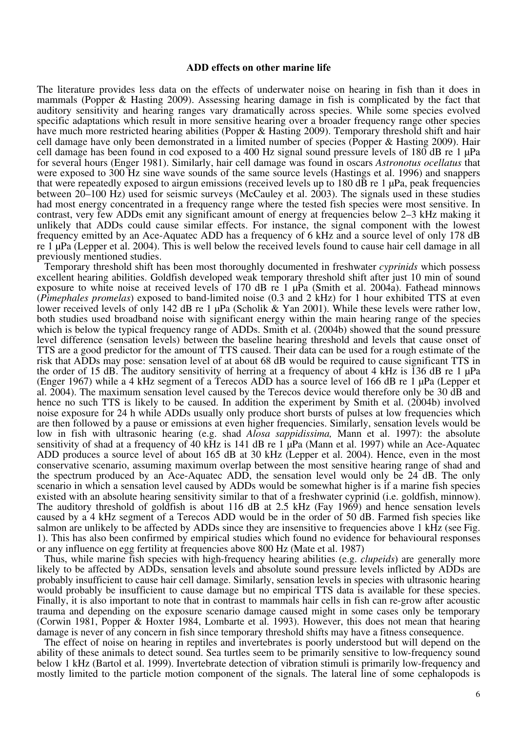## ADD effects on other marine life

The literature provides less data on the effects of underwater noise on hearing in fish than it does in mammals (Popper & Hasting 2009). Assessing hearing damage in fish is complicated by the fact that auditory sensitivity and hearing ranges vary dramatically across species. While some species evolved specific adaptations which result in more sensitive hearing over a broader frequency range other species have much more restricted hearing abilities (Popper & Hasting 2009). Temporary threshold shift and hair cell damage have only been demonstrated in a limited number of species (Popper & Hasting 2009). Hair cell damage has been found in cod exposed to a 400 Hz signal sound pressure levels of 180 dB re 1 μPa for several hours (Enger 1981). Similarly, hair cell damage was found in oscars *Astronotus ocellatus* that were exposed to 300 Hz sine wave sounds of the same source levels (Hastings et al. 1996) and snappers that were repeatedly exposed to airgun emissions (received levels up to 180 dB re 1 μPa, peak frequencies between 20–100 Hz) used for seismic surveys (McCauley et al. 2003). The signals used in these studies had most energy concentrated in a frequency range where the tested fish species were most sensitive. In contrast, very few ADDs emit any significant amount of energy at frequencies below 2–3 kHz making it unlikely that ADDs could cause similar effects. For instance, the signal component with the lowest frequency emitted by an Ace-Aquatec ADD has a frequency of 6 kHz and a source level of only 178 dB re 1 μPa (Lepper et al. 2004). This is well below the received levels found to cause hair cell damage in all previously mentioned studies.

Temporary threshold shift has been most thoroughly documented in freshwater *cyprinids* which possess excellent hearing abilities. Goldfish developed weak temporary threshold shift after just 10 min of sound exposure to white noise at received levels of 170 dB re 1 μPa (Smith et al. 2004a). Fathead minnows (*Pimephales promelas*) exposed to band-limited noise (0.3 and 2 kHz) for 1 hour exhibited TTS at even lower received levels of only 142 dB re 1 μPa (Scholik & Yan 2001). While these levels were rather low, both studies used broadband noise with significant energy within the main hearing range of the species which is below the typical frequency range of ADDs. Smith et al. (2004b) showed that the sound pressure level difference (sensation levels) between the baseline hearing threshold and levels that cause onset of TTS are a good predictor for the amount of TTS caused. Their data can be used for a rough estimate of the risk that ADDs may pose: sensation level of at about 68 dB would be required to cause significant TTS in the order of 15 dB. The auditory sensitivity of herring at a frequency of about 4 kHz is 136 dB re 1 μPa (Enger 1967) while a 4 kHz segment of a Terecos ADD has a source level of 166 dB re 1 μPa (Lepper et al. 2004). The maximum sensation level caused by the Terecos device would therefore only be 30 dB and hence no such TTS is likely to be caused. In addition the experiment by Smith et al. (2004b) involved noise exposure for 24 h while ADDs usually only produce short bursts of pulses at low frequencies which are then followed by a pause or emissions at even higher frequencies. Similarly, sensation levels would be low in fish with ultrasonic hearing (e.g. shad *Alosa sappidissima,* Mann et al. 1997): the absolute sensitivity of shad at a frequency of 40 kHz is 141 dB re 1 μPa (Mann et al. 1997) while an Ace-Aquatec ADD produces a source level of about 165 dB at 30 kHz (Lepper et al. 2004). Hence, even in the most conservative scenario, assuming maximum overlap between the most sensitive hearing range of shad and the spectrum produced by an Ace-Aquatec ADD, the sensation level would only be 24 dB. The only scenario in which a sensation level caused by ADDs would be somewhat higher is if a marine fish species existed with an absolute hearing sensitivity similar to that of a freshwater cyprinid (i.e. goldfish, minnow). The auditory threshold of goldfish is about 116 dB at 2.5 kHz (Fay 1969) and hence sensation levels caused by a 4 kHz segment of a Terecos ADD would be in the order of 50 dB. Farmed fish species like salmon are unlikely to be affected by ADDs since they are insensitive to frequencies above 1 kHz (see Fig. 1). This has also been confirmed by empirical studies which found no evidence for behavioural responses or any influence on egg fertility at frequencies above 800 Hz (Mate et al. 1987)

Thus, while marine fish species with high-frequency hearing abilities (e.g. *clupeids*) are generally more likely to be affected by ADDs, sensation levels and absolute sound pressure levels inflicted by ADDs are probably insufficient to cause hair cell damage. Similarly, sensation levels in species with ultrasonic hearing would probably be insufficient to cause damage but no empirical TTS data is available for these species. Finally, it is also important to note that in contrast to mammals hair cells in fish can re-grow after acoustic trauma and depending on the exposure scenario damage caused might in some cases only be temporary (Corwin 1981, Popper & Hoxter 1984, Lombarte et al. 1993). However, this does not mean that hearing damage is never of any concern in fish since temporary threshold shifts may have a fitness consequence.

The effect of noise on hearing in reptiles and invertebrates is poorly understood but will depend on the ability of these animals to detect sound. Sea turtles seem to be primarily sensitive to low-frequency sound below 1 kHz (Bartol et al. 1999). Invertebrate detection of vibration stimuli is primarily low-frequency and mostly limited to the particle motion component of the signals. The lateral line of some cephalopods is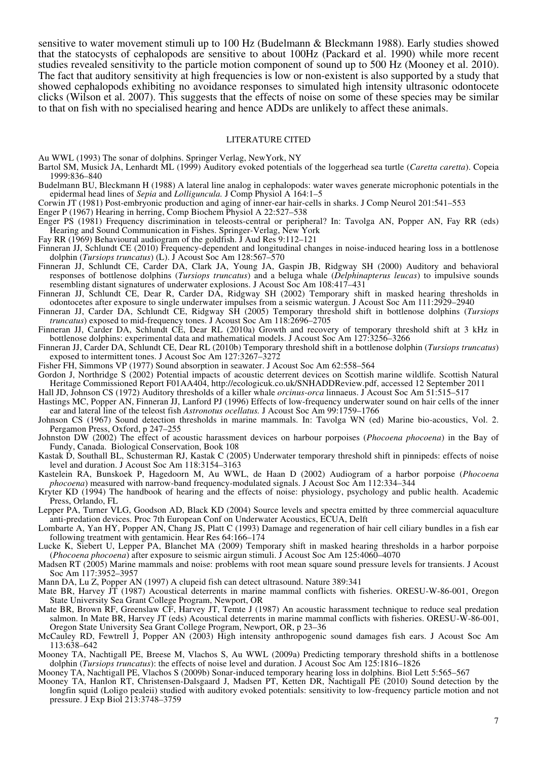sensitive to water movement stimuli up to 100 Hz (Budelmann & Bleckmann 1988). Early studies showed that the statocysts of cephalopods are sensitive to about 100Hz (Packard et al. 1990) while more recent studies revealed sensitivity to the particle motion component of sound up to 500 Hz (Mooney et al. 2010). The fact that auditory sensitivity at high frequencies is low or non-existent is also supported by a study that showed cephalopods exhibiting no avoidance responses to simulated high intensity ultrasonic odontocete clicks (Wilson et al. 2007). This suggests that the effects of noise on some of these species may be similar to that on fish with no specialised hearing and hence ADDs are unlikely to affect these animals.

## LITERATURE CITED

Au WWL (1993) The sonar of dolphins. Springer Verlag, NewYork, NY

Bartol SM, Musick JA, Lenhardt ML (1999) Auditory evoked potentials of the loggerhead sea turtle (*Caretta caretta*). Copeia 1999:836–840

Budelmann BU, Bleckmann H (1988) A lateral line analog in cephalopods: water waves generate microphonic potentials in the epidermal head lines of *Sepia* and *Lolliguncula.* J Comp Physiol A 164:1–5

Corwin JT (1981) Post-embryonic production and aging of inner-ear hair-cells in sharks. J Comp Neurol 201:541–553

Enger P (1967) Hearing in herring, Comp Biochem Physiol A 22:527–538

Enger PS (1981) Frequency discrimination in teleosts-central or peripheral? In: Tavolga AN, Popper AN, Fay RR (eds) Hearing and Sound Communication in Fishes. Springer-Verlag, New York

Fay RR (1969) Behavioural audiogram of the goldfish. J Aud Res 9:112–121

Finneran JJ, Schlundt CE (2010) Frequency-dependent and longitudinal changes in noise-induced hearing loss in a bottlenose dolphin (*Tursiops truncatus*) (L). J Acoust Soc Am 128:567–570

Finneran JJ, Schlundt CE, Carder DA, Clark JA, Young JA, Gaspin JB, Ridgway SH (2000) Auditory and behavioral responses of bottlenose dolphins (*Tursiops truncatus*) and a beluga whale (*Delphinapterus leucas*) to impulsive sounds resembling distant signatures of underwater explosions. J Acoust Soc Am 108:417–431

Finneran JJ, Schlundt CE, Dear R, Carder DA, Ridgway SH (2002) Temporary shift in masked hearing thresholds in odontocetes after exposure to single underwater impulses from a seismic watergun. J Acoust Soc Am 111:2929–2940

Finneran JJ, Carder DA, Schlundt CE, Ridgway SH (2005) Temporary threshold shift in bottlenose dolphins (*Tursiops truncatus*) exposed to mid-frequency tones. J Acoust Soc Am 118:2696–2705

Finneran JJ, Carder DA, Schlundt CE, Dear RL (2010a) Growth and recovery of temporary threshold shift at 3 kHz in bottlenose dolphins: experimental data and mathematical models. J Acoust Soc Am 127:3256–3266

Finneran JJ, Carder DA, Schlundt CE, Dear RL (2010b) Temporary threshold shift in a bottlenose dolphin (*Tursiops truncatus*) exposed to intermittent tones. J Acoust Soc Am 127:3267–3272

Fisher FH, Simmons VP (1977) Sound absorption in seawater. J Acoust Soc Am 62:558–564

Gordon J, Northridge S (2002) Potential impacts of acoustic deterrent devices on Scottish marine wildlife. Scottish Natural Heritage Commissioned Report F01AA404, http://ecologicuk.co.uk/SNHADDReview.pdf, accessed 12 September 2011

Hall JD, Johnson CS (1972) Auditory thresholds of a killer whale *orcinus-orca* linnaeus. J Acoust Soc Am 51:515–517

Hastings MC, Popper AN, Finneran JJ, Lanford PJ (1996) Effects of low-frequency underwater sound on hair cells of the inner ear and lateral line of the teleost fish *Astronotus ocellatus.* J Acoust Soc Am 99:1759–1766

Johnson CS (1967) Sound detection thresholds in marine mammals. In: Tavolga WN (ed) Marine bio-acoustics, Vol. 2. Pergamon Press, Oxford, p 247–255

Johnston DW (2002) The effect of acoustic harassment devices on harbour porpoises (*Phocoena phocoena*) in the Bay of Fundy, Canada. Biological Conservation, Book 108

Kastak D, Southall BL, Schusterman RJ, Kastak C (2005) Underwater temporary threshold shift in pinnipeds: effects of noise level and duration. J Acoust Soc Am 118:3154–3163

Kastelein RA, Bunskoek P, Hagedoorn M, Au WWL, de Haan D (2002) Audiogram of a harbor porpoise (*Phocoena phocoena*) measured with narrow-band frequency-modulated signals. J Acoust Soc Am 112:334–344

Kryter KD (1994) The handbook of hearing and the effects of noise: physiology, psychology and public health. Academic Press, Orlando, FL

Lepper PA, Turner VLG, Goodson AD, Black KD (2004) Source levels and spectra emitted by three commercial aquaculture anti-predation devices. Proc 7th European Conf on Underwater Acoustics, ECUA, Delft

Lombarte A, Yan HY, Popper AN, Chang JS, Platt C (1993) Damage and regeneration of hair cell ciliary bundles in a fish ear following treatment with gentamicin. Hear Res 64:166–174

Lucke K, Siebert U, Lepper PA, Blanchet MA (2009) Temporary shift in masked hearing thresholds in a harbor porpoise (*Phocoena phocoena*) after exposure to seismic airgun stimuli. J Acoust Soc Am 125:4060–4070

Madsen RT (2005) Marine mammals and noise: problems with root mean square sound pressure levels for transients. J Acoust Soc Am 117:3952–3957

Mann DA, Lu Z, Popper AN (1997) A clupeid fish can detect ultrasound. Nature 389:341

Mate BR, Harvey JT (1987) Acoustical deterrents in marine mammal conflicts with fisheries. ORESU-W-86-001, Oregon State University Sea Grant College Program, Newport, OR

Mate BR, Brown RF, Greenslaw CF, Harvey JT, Temte J (1987) An acoustic harassment technique to reduce seal predation salmon. In Mate BR, Harvey JT (eds) Acoustical deterrents in marine mammal conflicts with fisheries. ORESU-W-86-001, Oregon State University Sea Grant College Program, Newport, OR, p 23–36

McCauley RD, Fewtrell J, Popper AN (2003) High intensity anthropogenic sound damages fish ears. J Acoust Soc Am 113:638–642

Mooney TA, Nachtigall PE, Breese M, Vlachos S, Au WWL (2009a) Predicting temporary threshold shifts in a bottlenose dolphin (*Tursiops truncatus*): the effects of noise level and duration. J Acoust Soc Am 125:1816–1826

Mooney TA, Nachtigall PE, Vlachos S (2009b) Sonar-induced temporary hearing loss in dolphins. Biol Lett 5:565–567

Mooney TA, Hanlon RT, Christensen-Dalsgaard J, Madsen PT, Ketten DR, Nachtigall PE (2010) Sound detection by the longfin squid (Loligo pealeii) studied with auditory evoked potentials: sensitivity to low-frequency particle motion and not pressure. J Exp Biol 213:3748–3759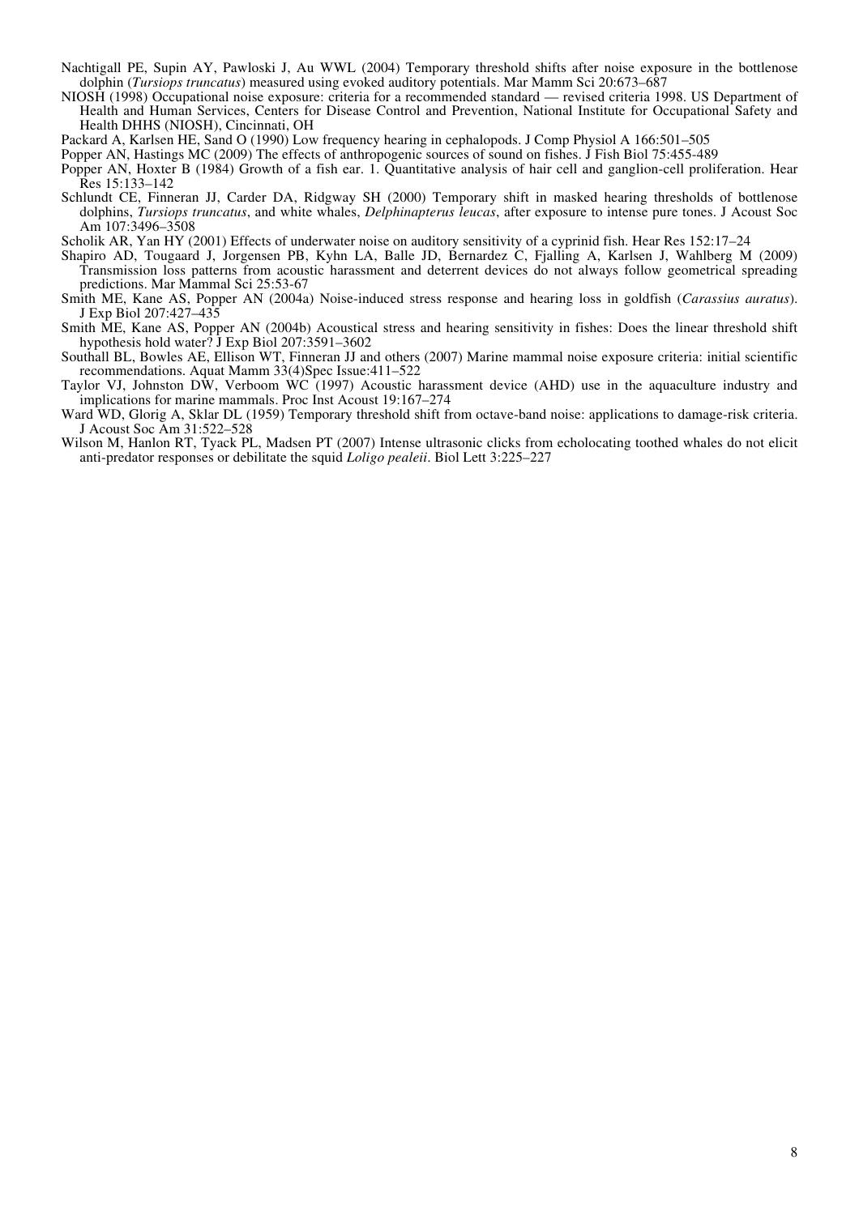Nachtigall PE, Supin AY, Pawloski J, Au WWL (2004) Temporary threshold shifts after noise exposure in the bottlenose dolphin (*Tursiops truncatus*) measured using evoked auditory potentials. Mar Mamm Sci 20:673–687

NIOSH (1998) Occupational noise exposure: criteria for a recommended standard — revised criteria 1998. US Department of Health and Human Services, Centers for Disease Control and Prevention, National Institute for Occupational Safety and Health DHHS (NIOSH), Cincinnati, OH

Packard A, Karlsen HE, Sand O (1990) Low frequency hearing in cephalopods. J Comp Physiol A 166:501–505

Popper AN, Hastings MC (2009) The effects of anthropogenic sources of sound on fishes. J Fish Biol 75:455-489

Popper AN, Hoxter B (1984) Growth of a fish ear. 1. Quantitative analysis of hair cell and ganglion-cell proliferation. Hear Res 15:133–142

Schlundt CE, Finneran JJ, Carder DA, Ridgway SH (2000) Temporary shift in masked hearing thresholds of bottlenose dolphins, *Tursiops truncatus*, and white whales, *Delphinapterus leucas*, after exposure to intense pure tones. J Acoust Soc Am 107:3496–3508

Scholik AR, Yan HY (2001) Effects of underwater noise on auditory sensitivity of a cyprinid fish. Hear Res 152:17–24

Shapiro AD, Tougaard J, Jorgensen PB, Kyhn LA, Balle JD, Bernardez C, Fjalling A, Karlsen J, Wahlberg M (2009) Transmission loss patterns from acoustic harassment and deterrent devices do not always follow geometrical spreading predictions. Mar Mammal Sci 25:53-67

Smith ME, Kane AS, Popper AN (2004a) Noise-induced stress response and hearing loss in goldfish (*Carassius auratus*). J Exp Biol 207:427–435

Smith ME, Kane AS, Popper AN (2004b) Acoustical stress and hearing sensitivity in fishes: Does the linear threshold shift hypothesis hold water? J Exp Biol 207:3591–3602

Southall BL, Bowles AE, Ellison WT, Finneran JJ and others (2007) Marine mammal noise exposure criteria: initial scientific recommendations. Aquat Mamm 33(4)Spec Issue:411–522

Taylor VJ, Johnston DW, Verboom WC (1997) Acoustic harassment device (AHD) use in the aquaculture industry and implications for marine mammals. Proc Inst Acoust 19:167–274

Ward WD, Glorig A, Sklar DL (1959) Temporary threshold shift from octave-band noise: applications to damage-risk criteria. J Acoust Soc Am 31:522–528

Wilson M, Hanlon RT, Tyack PL, Madsen PT (2007) Intense ultrasonic clicks from echolocating toothed whales do not elicit anti-predator responses or debilitate the squid *Loligo pealeii*. Biol Lett 3:225–227